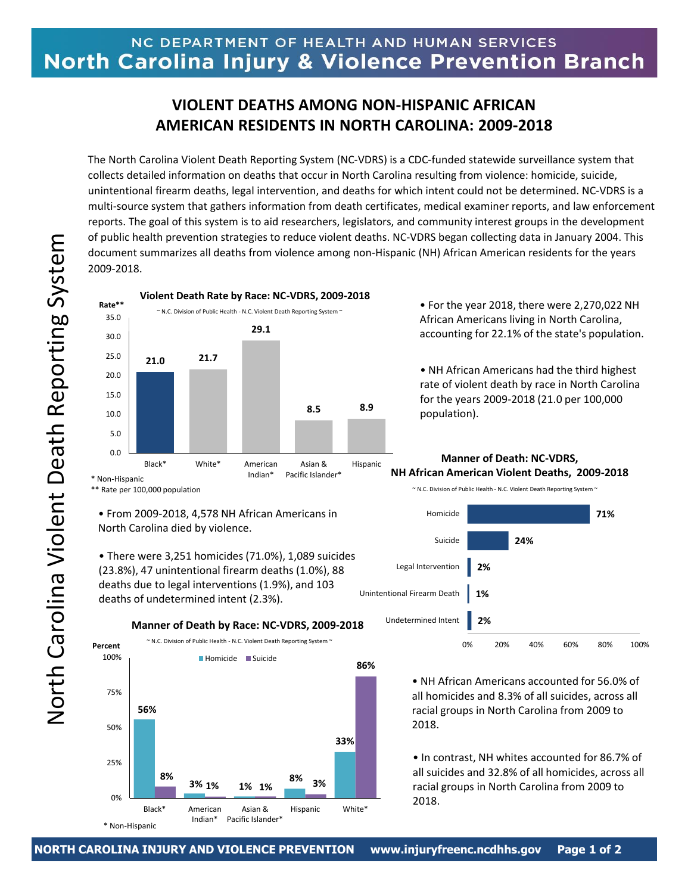# VIOLENT DEATHS AMONG NON-HISPANIC AFRICAN AMERICAN RESIDENTS IN NORTH CAROLINA: 2009-2018

The North Carolina Violent Death Reporting System (NC-VDRS) is a CDC-funded statewide surveillance system that collects detailed information on deaths that occur in North Carolina resulting from violence: homicide, suicide, unintentional firearm deaths, legal intervention, and deaths for which intent could not be determined. NC-VDRS is a multi-source system that gathers information from death certificates, medical examiner reports, and law enforcement reports. The goal of this system is to aid researchers, legislators, and community interest groups in the development of public health prevention strategies to reduce violent deaths. NC-VDRS began collecting data in January 2004. This document summarizes all deaths from violence among non-Hispanic (NH) African American residents for the years 2009-2018.

**Violent Death Rate by Race: NC-VDRS, 2009-2018**

~ N.C. Division of Public Health - N.C. Violent Death Reporting System ~

| Race | Rate** |
|---|---|
| Black* | 21.0 |
| White* | 21.7 |
| American Indian* | 29.1 |
| Asian & Pacific Islander* | 8.5 |
| Hispanic | 8.9 |

\* Non-Hispanic
** Rate per 100,000 population

- For the year 2018, there were 2,270,022 NH African Americans living in North Carolina, accounting for 22.1% of the state's population.
- NH African Americans had the third highest rate of violent death by race in North Carolina for the years 2009-2018 (21.0 per 100,000 population).
- From 2009-2018, 4,578 NH African Americans in North Carolina died by violence.
- There were 3,251 homicides (71.0%), 1,089 suicides (23.8%), 47 unintentional firearm deaths (1.0%), 88 deaths due to legal interventions (1.9%), and 103 deaths of undetermined intent (2.3%).

**Manner of Death: NC-VDRS, NH African American Violent Deaths, 2009-2018**

~ N.C. Division of Public Health - N.C. Violent Death Reporting System ~

| Manner of Death | Percent |
|---|---|
| Homicide | 71% |
| Suicide | 24% |
| Legal Intervention | 2% |
| Unintentional Firearm Death | 1% |
| Undetermined Intent | 2% |

**Manner of Death by Race: NC-VDRS, 2009-2018**

~ N.C. Division of Public Health - N.C. Violent Death Reporting System ~

| Race | Homicide | Suicide |
|---|---|---|
| Black* | 56% | 8% |
| American Indian* | 3% | 1% |
| Asian & Pacific Islander* | 1% | 1% |
| Hispanic | 8% | 3% |
| White* | 33% | 86% |

\* Non-Hispanic

- NH African Americans accounted for 56.0% of all homicides and 8.3% of all suicides, across all racial groups in North Carolina from 2009 to 2018.
- In contrast, NH whites accounted for 86.7% of all suicides and 32.8% of all homicides, across all racial groups in North Carolina from 2009 to 2018.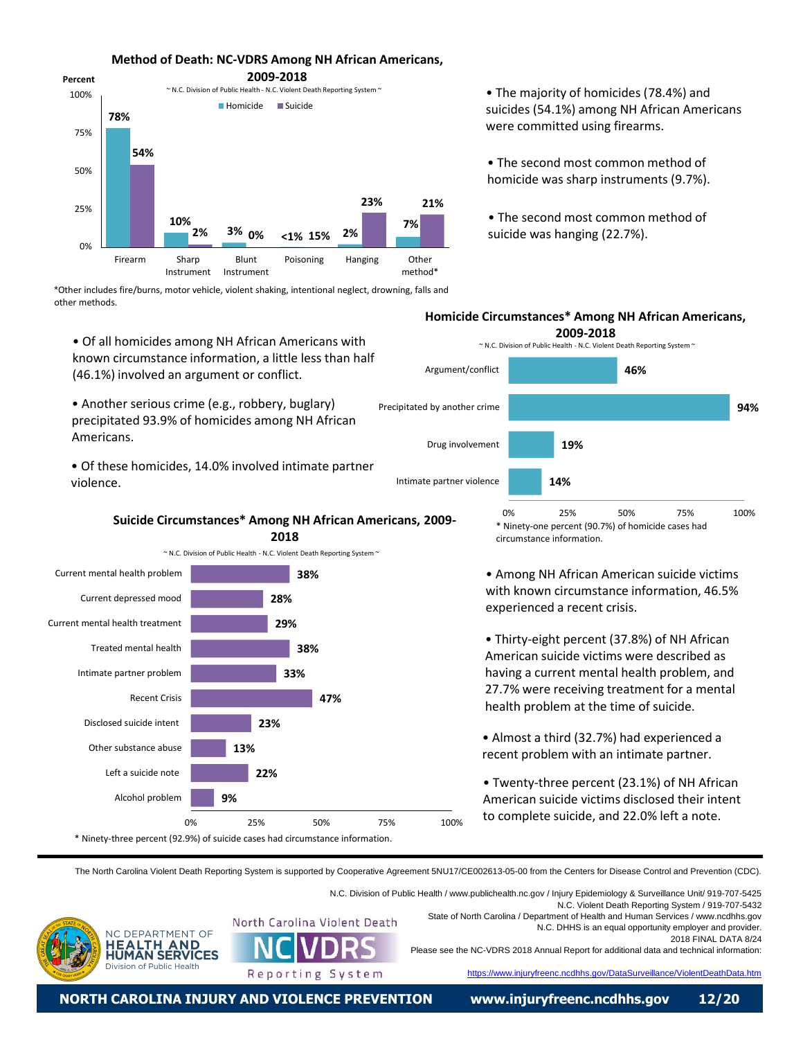## Method of Death: NC-VDRS Among NH African Americans, 2009-2018

~ N.C. Division of Public Health - N.C. Violent Death Reporting System ~

Percent

100%
75%
50%
25%
0%

Homicide
Suicide

Firearm 78% 54%
Sharp Instrument 10% 2%
Blunt Instrument 3% 0%
Poisoning <1% 15%
Hanging 2% 23%
Other method* 7% 21%

*Other includes fire/burns, motor vehicle, violent shaking, intentional neglect, drowning, falls and other methods.

- The majority of homicides (78.4%) and suicides (54.1%) among NH African Americans were committed using firearms.
- The second most common method of homicide was sharp instruments (9.7%).
- The second most common method of suicide was hanging (22.7%).

## Homicide Circumstances* Among NH African Americans, 2009-2018

~ N.C. Division of Public Health - N.C. Violent Death Reporting System ~

Argument/conflict 46%
Precipitated by another crime 94%
Drug involvement 19%
Intimate partner violence 14%

0% 25% 50% 75% 100%

\* Ninety-one percent (90.7%) of homicide cases had circumstance information.

- Of all homicides among NH African Americans with known circumstance information, a little less than half (46.1%) involved an argument or conflict.
- Another serious crime (e.g., robbery, buglary) precipitated 93.9% of homicides among NH African Americans.
- Of these homicides, 14.0% involved intimate partner violence.

## Suicide Circumstances* Among NH African Americans, 2009-2018

~ N.C. Division of Public Health - N.C. Violent Death Reporting System ~

Current mental health problem 38%
Current depressed mood 28%
Current mental health treatment 29%
Treated mental health 38%
Intimate partner problem 33%
Recent Crisis 47%
Disclosed suicide intent 23%
Other substance abuse 13%
Left a suicide note 22%
Alcohol problem 9%

0% 25% 50% 75% 100%

\* Ninety-three percent (92.9%) of suicide cases had circumstance information.

- Among NH African American suicide victims with known circumstance information, 46.5% experienced a recent crisis.
- Thirty-eight percent (37.8%) of NH African American suicide victims were described as having a current mental health problem, and 27.7% were receiving treatment for a mental health problem at the time of suicide.
- Almost a third (32.7%) had experienced a recent problem with an intimate partner.
- Twenty-three percent (23.1%) of NH African American suicide victims disclosed their intent to complete suicide, and 22.0% left a note.

The North Carolina Violent Death Reporting System is supported by Cooperative Agreement 5NU17/CE002613-05-00 from the Centers for Disease Control and Prevention (CDC).

N.C. Division of Public Health / www.publichealth.nc.gov / Injury Epidemiology & Surveillance Unit/ 919-707-5425
N.C. Violent Death Reporting System / 919-707-5432
State of North Carolina / Department of Health and Human Services / www.ncdhhs.gov
N.C. DHHS is an equal opportunity employer and provider.
2018 FINAL DATA 8/24
Please see the NC-VDRS 2018 Annual Report for additional data and technical information:
https://www.injuryfreenc.ncdhhs.gov/DataSurveillance/ViolentDeathData.htm

NC DEPARTMENT OF HEALTH AND HUMAN SERVICES Division of Public Health

North Carolina Violent Death NC VDRS Reporting System

NORTH CAROLINA INJURY AND VIOLENCE PREVENTION www.injuryfreenc.ncdhhs.gov